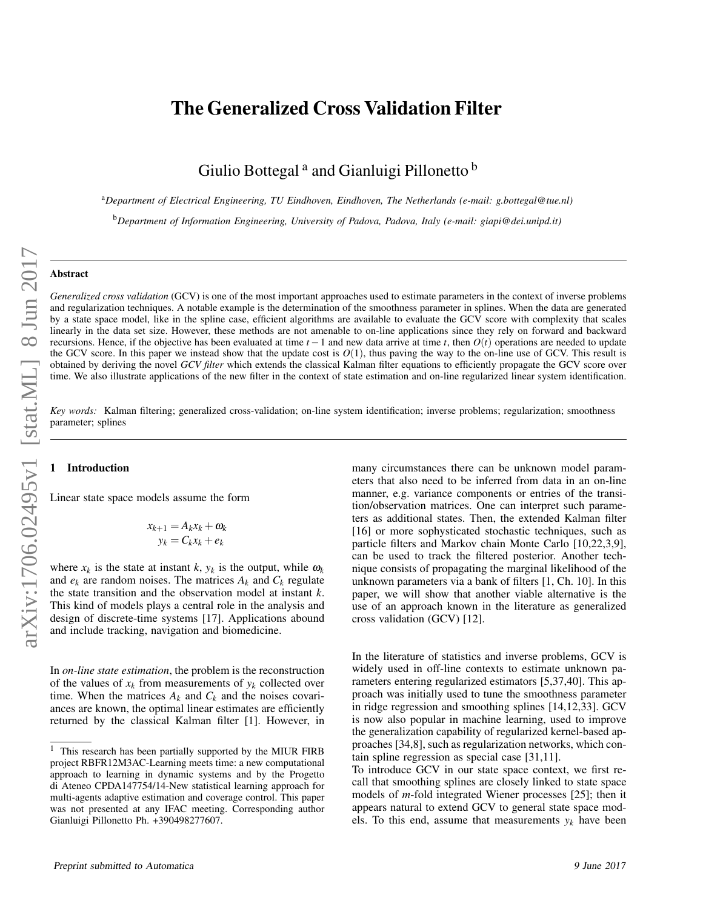# The Generalized Cross Validation Filter

Giulio Bottegal [a] and Gianluigi Pillonetto [b]

[a] *Department of Electrical Engineering, TU Eindhoven, Eindhoven, The Netherlands (e-mail: g.bottegal@tue.nl)*

[b] *Department of Information Engineering, University of Padova, Padova, Italy (e-mail: giapi@dei.unipd.it)*

---

**Abstract**

*Generalized cross validation* (GCV) is one of the most important approaches used to estimate parameters in the context of inverse problems and regularization techniques. A notable example is the determination of the smoothness parameter in splines. When the data are generated by a state space model, like in the spline case, efficient algorithms are available to evaluate the GCV score with complexity that scales linearly in the data set size. However, these methods are not amenable to on-line applications since they rely on forward and backward recursions. Hence, if the objective has been evaluated at time $t-1$ and new data arrive at time $t$, then $O(t)$ operations are needed to update the GCV score. In this paper we instead show that the update cost is $O(1)$, thus paving the way to the on-line use of GCV. This result is obtained by deriving the novel *GCV filter* which extends the classical Kalman filter equations to efficiently propagate the GCV score over time. We also illustrate applications of the new filter in the context of state estimation and on-line regularized linear system identification.

*Key words:* Kalman filtering; generalized cross-validation; on-line system identification; inverse problems; regularization; smoothness parameter; splines

---

## 1 Introduction

Linear state space models assume the form

$$
\begin{aligned}
x_{k+1} &= A_k x_k + \omega_k \\
y_k &= C_k x_k + e_k
\end{aligned}
$$

where $x_k$ is the state at instant $k$, $y_k$ is the output, while $\omega_k$ and $e_k$ are random noises. The matrices $A_k$ and $C_k$ regulate the state transition and the observation model at instant $k$. This kind of models plays a central role in the analysis and design of discrete-time systems [17]. Applications abound and include tracking, navigation and biomedicine.

In *on-line state estimation*, the problem is the reconstruction of the values of $x_k$ from measurements of $y_k$ collected over time. When the matrices $A_k$ and $C_k$ and the noises covariances are known, the optimal linear estimates are efficiently returned by the classical Kalman filter [1]. However, in many circumstances there can be unknown model parameters that also need to be inferred from data in an on-line manner, e.g. variance components or entries of the transition/observation matrices. One can interpret such parameters as additional states. Then, the extended Kalman filter [16] or more sophisticated stochastic techniques, such as particle filters and Markov chain Monte Carlo [10,22,3,9], can be used to track the filtered posterior. Another technique consists of propagating the marginal likelihood of the unknown parameters via a bank of filters [1, Ch. 10]. In this paper, we will show that another viable alternative is the use of an approach known in the literature as generalized cross validation (GCV) [12].

In the literature of statistics and inverse problems, GCV is widely used in off-line contexts to estimate unknown parameters entering regularized estimators [5,37,40]. This approach was initially used to tune the smoothness parameter in ridge regression and smoothing splines [14,12,33]. GCV is now also popular in machine learning, used to improve the generalization capability of regularized kernel-based approaches [34,8], such as regularization networks, which contain spline regression as special case [31,11].
To introduce GCV in our state space context, we first recall that smoothing splines are closely linked to state space models of $m$-fold integrated Wiener processes [25]; then it appears natural to extend GCV to general state space models. To this end, assume that measurements $y_k$ have been

[1] This research has been partially supported by the MIUR FIRB project RBFR12M3AC-Learning meets time: a new computational approach to learning in dynamic systems and by the Progetto di Ateneo CPDA147754/14-New statistical learning approach for multi-agents adaptive estimation and coverage control. This paper was not presented at any IFAC meeting. Corresponding author Gianluigi Pillonetto Ph. +390498277607.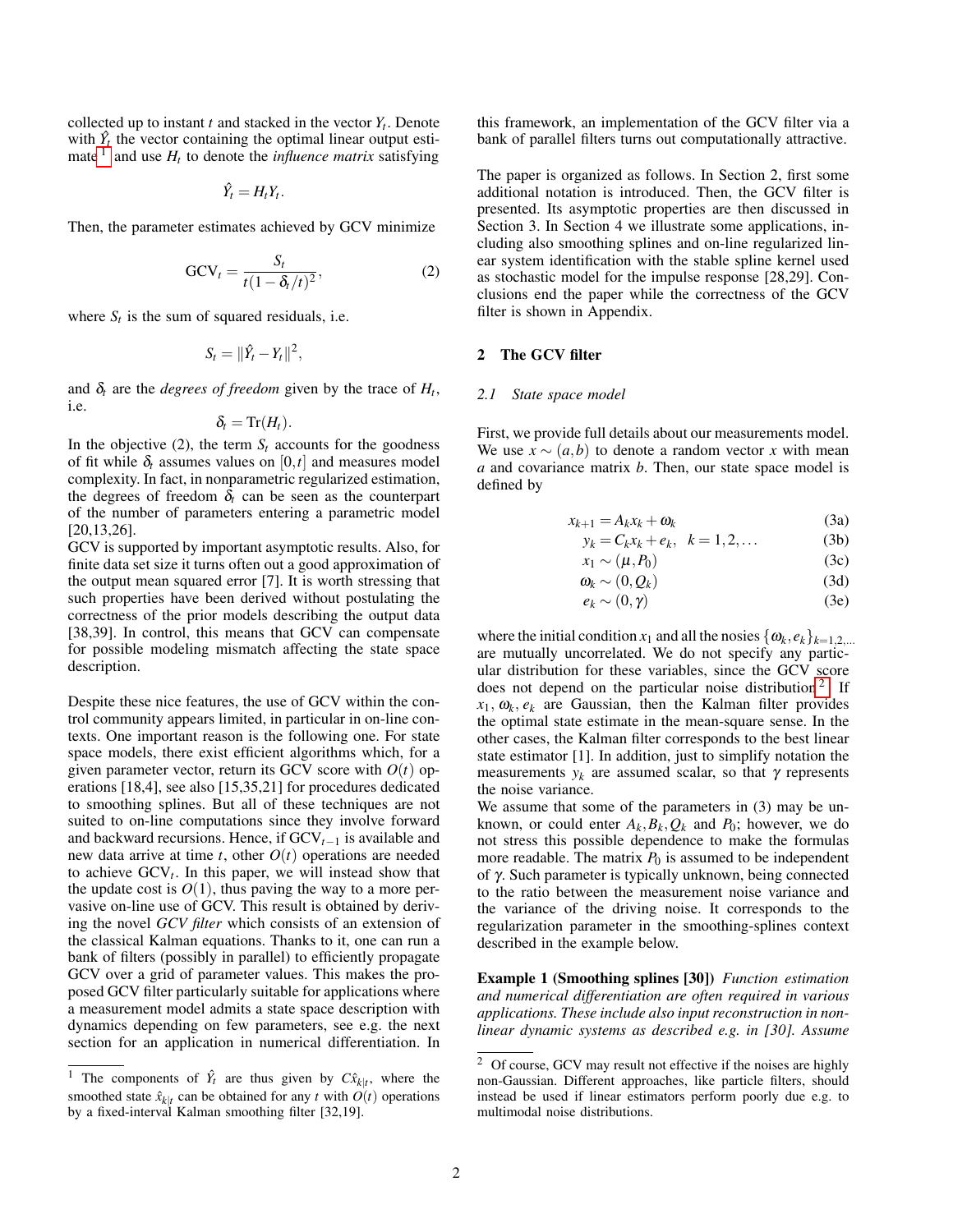collected up to instant $t$ and stacked in the vector $Y_t$. Denote with $\hat{Y}_t$ the vector containing the optimal linear output estimate[1] and use $H_t$ to denote the *influence matrix* satisfying

$$\hat{Y}_t = H_t Y_t.$$

Then, the parameter estimates achieved by GCV minimize

$$\text{GCV}_t = \frac{S_t}{t(1-\delta_t/t)^2}, \tag{2}$$

where $S_t$ is the sum of squared residuals, i.e.

$$S_t = \|\hat{Y}_t - Y_t\|^2,$$

and $\delta_t$ are the *degrees of freedom* given by the trace of $H_t$, i.e.

$$\delta_t = \text{Tr}(H_t).$$

In the objective (2), the term $S_t$ accounts for the goodness of fit while $\delta_t$ assumes values on $[0,t]$ and measures model complexity. In fact, in nonparametric regularized estimation, the degrees of freedom $\delta_t$ can be seen as the counterpart of the number of parameters entering a parametric model [20,13,26].

GCV is supported by important asymptotic results. Also, for finite data set size it turns often out a good approximation of the output mean squared error [7]. It is worth stressing that such properties have been derived without postulating the correctness of the prior models describing the output data [38,39]. In control, this means that GCV can compensate for possible modeling mismatch affecting the state space description.

Despite these nice features, the use of GCV within the control community appears limited, in particular in on-line contexts. One important reason is the following one. For state space models, there exist efficient algorithms which, for a given parameter vector, return its GCV score with $O(t)$ operations [18,4], see also [15,35,21] for procedures dedicated to smoothing splines. But all of these techniques are not suited to on-line computations since they involve forward and backward recursions. Hence, if $\text{GCV}_{t-1}$ is available and new data arrive at time $t$, other $O(t)$ operations are needed to achieve $\text{GCV}_t$. In this paper, we will instead show that the update cost is $O(1)$, thus paving the way to a more pervasive on-line use of GCV. This result is obtained by deriving the novel *GCV filter* which consists of an extension of the classical Kalman equations. Thanks to it, one can run a bank of filters (possibly in parallel) to efficiently propagate GCV over a grid of parameter values. This makes the proposed GCV filter particularly suitable for applications where a measurement model admits a state space description with dynamics depending on few parameters, see e.g. the next section for an application in numerical differentiation. In this framework, an implementation of the GCV filter via a bank of parallel filters turns out computationally attractive.

The paper is organized as follows. In Section 2, first some additional notation is introduced. Then, the GCV filter is presented. Its asymptotic properties are then discussed in Section 3. In Section 4 we illustrate some applications, including also smoothing splines and on-line regularized linear system identification with the stable spline kernel used as stochastic model for the impulse response [28,29]. Conclusions end the paper while the correctness of the GCV filter is shown in Appendix.

[1] The components of $\hat{Y}_t$ are thus given by $C\hat{x}_{k|t}$, where the smoothed state $\hat{x}_{k|t}$ can be obtained for any $t$ with $O(t)$ operations by a fixed-interval Kalman smoothing filter [32,19].

## 2 The GCV filter

### 2.1 State space model

First, we provide full details about our measurements model. We use $x \sim (a,b)$ to denote a random vector $x$ with mean $a$ and covariance matrix $b$. Then, our state space model is defined by

$$x_{k+1} = A_k x_k + \omega_k \tag{3a}$$

$$y_k = C_k x_k + e_k, \quad k = 1,2,\ldots \tag{3b}$$

$$x_1 \sim (\mu, P_0) \tag{3c}$$

$$\omega_k \sim (0, Q_k) \tag{3d}$$

$$e_k \sim (0, \gamma) \tag{3e}$$

where the initial condition $x_1$ and all the nosies $\{\omega_k, e_k\}_{k=1,2,\ldots}$ are mutually uncorrelated. We do not specify any particular distribution for these variables, since the GCV score does not depend on the particular noise distribution[2]. If $x_1$, $\omega_k$, $e_k$ are Gaussian, then the Kalman filter provides the optimal state estimate in the mean-square sense. In the other cases, the Kalman filter corresponds to the best linear state estimator [1]. In addition, just to simplify notation the measurements $y_k$ are assumed scalar, so that $\gamma$ represents the noise variance.

We assume that some of the parameters in (3) may be unknown, or could enter $A_k, B_k, Q_k$ and $P_0$; however, we do not stress this possible dependence to make the formulas more readable. The matrix $P_0$ is assumed to be independent of $\gamma$. Such parameter is typically unknown, being connected to the ratio between the measurement noise variance and the variance of the driving noise. It corresponds to the regularization parameter in the smoothing-splines context described in the example below.

**Example 1 (Smoothing splines [30])** *Function estimation and numerical differentiation are often required in various applications. These include also input reconstruction in nonlinear dynamic systems as described e.g. in [30]. Assume*

[2] Of course, GCV may result not effective if the noises are highly non-Gaussian. Different approaches, like particle filters, should instead be used if linear estimators perform poorly due e.g. to multimodal noise distributions.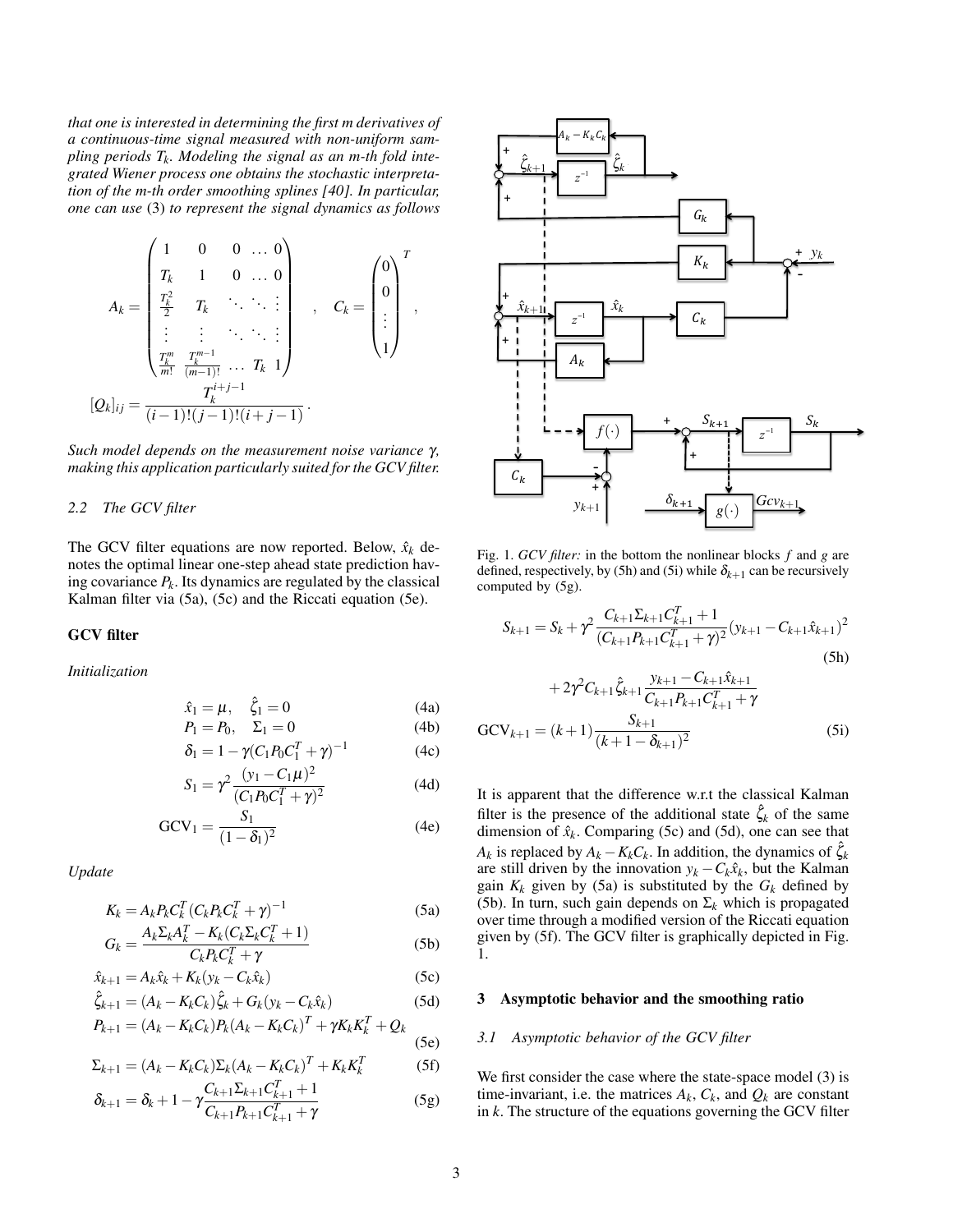*that one is interested in determining the first m derivatives of a continuous-time signal measured with non-uniform sampling periods $T_k$. Modeling the signal as an m-th fold integrated Wiener process one obtains the stochastic interpretation of the m-th order smoothing splines [40]. In particular, one can use* (3) *to represent the signal dynamics as follows*

$$A_k = \begin{pmatrix} 1 & 0 & 0 & \dots & 0 \\ T_k & 1 & 0 & \dots & 0 \\ \frac{T_k^2}{2} & T_k & \ddots & \ddots & \vdots \\ \vdots & \vdots & \ddots & \ddots & \vdots \\ \frac{T_k^m}{m!} & \frac{T_k^{m-1}}{(m-1)!} & \dots & T_k & 1 \end{pmatrix} , \quad C_k = \begin{pmatrix} 0 \\ 0 \\ \vdots \\ 1 \end{pmatrix}^T ,$$

$$[Q_k]_{ij} = \frac{T_k^{i+j-1}}{(i-1)!(j-1)!(i+j-1)} .$$

*Such model depends on the measurement noise variance $\gamma$, making this application particularly suited for the GCV filter.*

### 2.2 The GCV filter

The GCV filter equations are now reported. Below, $\hat{x}_k$ denotes the optimal linear one-step ahead state prediction having covariance $P_k$. Its dynamics are regulated by the classical Kalman filter via (5a), (5c) and the Riccati equation (5e).

**GCV filter**

*Initialization*

$$\hat{x}_1 = \mu, \quad \hat{\zeta}_1 = 0 \tag{4a}$$

$$P_1 = P_0, \quad \Sigma_1 = 0 \tag{4b}$$

$$\delta_1 = 1 - \gamma(C_1 P_0 C_1^T + \gamma)^{-1} \tag{4c}$$

$$S_1 = \gamma^2 \frac{(y_1 - C_1\mu)^2}{(C_1 P_0 C_1^T + \gamma)^2} \tag{4d}$$

$$\text{GCV}_1 = \frac{S_1}{(1-\delta_1)^2} \tag{4e}$$

*Update*

$$K_k = A_k P_k C_k^T (C_k P_k C_k^T + \gamma)^{-1} \tag{5a}$$

$$G_k = \frac{A_k \Sigma_k A_k^T - K_k (C_k \Sigma_k C_k^T + 1)}{C_k P_k C_k^T + \gamma} \tag{5b}$$

$$\hat{x}_{k+1} = A_k \hat{x}_k + K_k (y_k - C_k \hat{x}_k) \tag{5c}$$

$$\hat{\zeta}_{k+1} = (A_k - K_k C_k)\hat{\zeta}_k + G_k (y_k - C_k \hat{x}_k) \tag{5d}$$

$$P_{k+1} = (A_k - K_k C_k) P_k (A_k - K_k C_k)^T + \gamma K_k K_k^T + Q_k \tag{5e}$$

$$\Sigma_{k+1} = (A_k - K_k C_k)\Sigma_k (A_k - K_k C_k)^T + K_k K_k^T \tag{5f}$$

$$\delta_{k+1} = \delta_k + 1 - \gamma \frac{C_{k+1}\Sigma_{k+1}C_{k+1}^T + 1}{C_{k+1}P_{k+1}C_{k+1}^T + \gamma} \tag{5g}$$

Fig. 1. *GCV filter:* in the bottom the nonlinear blocks $f$ and $g$ are defined, respectively, by (5h) and (5i) while $\delta_{k+1}$ can be recursively computed by (5g).

$$S_{k+1} = S_k + \gamma^2 \frac{C_{k+1}\Sigma_{k+1}C_{k+1}^T + 1}{(C_{k+1}P_{k+1}C_{k+1}^T + \gamma)^2}(y_{k+1} - C_{k+1}\hat{x}_{k+1})^2 + 2\gamma^2 C_{k+1}\hat{\zeta}_{k+1} \frac{y_{k+1} - C_{k+1}\hat{x}_{k+1}}{C_{k+1}P_{k+1}C_{k+1}^T + \gamma} \tag{5h}$$

$$\text{GCV}_{k+1} = (k+1)\frac{S_{k+1}}{(k+1-\delta_{k+1})^2} \tag{5i}$$

It is apparent that the difference w.r.t the classical Kalman filter is the presence of the additional state $\hat{\zeta}_k$ of the same dimension of $\hat{x}_k$. Comparing (5c) and (5d), one can see that $A_k$ is replaced by $A_k - K_k C_k$. In addition, the dynamics of $\hat{\zeta}_k$ are still driven by the innovation $y_k - C_k \hat{x}_k$, but the Kalman gain $K_k$ given by (5a) is substituted by the $G_k$ defined by (5b). In turn, such gain depends on $\Sigma_k$ which is propagated over time through a modified version of the Riccati equation given by (5f). The GCV filter is graphically depicted in Fig. 1.

## 3 Asymptotic behavior and the smoothing ratio

### 3.1 Asymptotic behavior of the GCV filter

We first consider the case where the state-space model (3) is time-invariant, i.e. the matrices $A_k$, $C_k$, and $Q_k$ are constant in $k$. The structure of the equations governing the GCV filter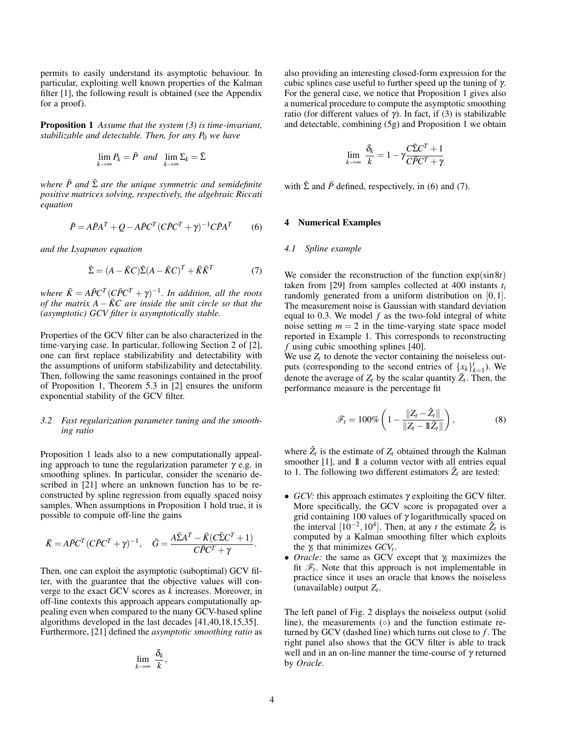permits to easily understand its asymptotic behaviour. In particular, exploiting well known properties of the Kalman filter [1], the following result is obtained (see the Appendix for a proof).

**Proposition 1** *Assume that the system (3) is time-invariant, stabilizable and detectable. Then, for any $P_0$ we have*

$$\lim_{k\to\infty} P_k = \bar{P} \quad \text{and} \quad \lim_{k\to\infty} \Sigma_k = \bar{\Sigma}$$

*where $\bar{P}$ and $\bar{\Sigma}$ are the unique symmetric and semidefinite positive matrices solving, respectively, the algebraic Riccati equation*

$$\bar{P} = A\bar{P}A^T + Q - A\bar{P}C^T(C\bar{P}C^T + \gamma)^{-1}C\bar{P}A^T \tag{6}$$

*and the Lyapunov equation*

$$\bar{\Sigma} = (A - \bar{K}C)\bar{\Sigma}(A - \bar{K}C)^T + \bar{K}\bar{K}^T \tag{7}$$

*where $\bar{K} = A\bar{P}C^T(C\bar{P}C^T + \gamma)^{-1}$. In addition, all the roots of the matrix $A - \bar{K}C$ are inside the unit circle so that the (asymptotic) GCV filter is asymptotically stable.*

Properties of the GCV filter can be also characterized in the time-varying case. In particular, following Section 2 of [2], one can first replace stabilizability and detectability with the assumptions of uniform stabilizability and detectability. Then, following the same reasonings contained in the proof of Proposition 1, Theorem 5.3 in [2] ensures the uniform exponential stability of the GCV filter.

### 3.2 Fast regularization parameter tuning and the smoothing ratio

Proposition 1 leads also to a new computationally appealing approach to tune the regularization parameter $\gamma$ e.g. in smoothing splines. In particular, consider the scenario described in [21] where an unknown function has to be reconstructed by spline regression from equally spaced noisy samples. When assumptions in Proposition 1 hold true, it is possible to compute off-line the gains

$$\bar{K} = A\bar{P}C^T(C\bar{P}C^T + \gamma)^{-1}, \quad \bar{G} = \frac{A\bar{\Sigma}A^T - \bar{K}(C\bar{\Sigma}C^T + 1)}{C\bar{P}C^T + \gamma}.$$

Then, one can exploit the asymptotic (suboptimal) GCV filter, with the guarantee that the objective values will converge to the exact GCV scores as $k$ increases. Moreover, in off-line contexts this approach appears computationally appealing even when compared to the many GCV-based spline algorithms developed in the last decades [41,40,18,15,35]. Furthermore, [21] defined the *asymptotic smoothing ratio* as

$$\lim_{k\to\infty} \frac{\delta_k}{k},$$

also providing an interesting closed-form expression for the cubic splines case useful to further speed up the tuning of $\gamma$. For the general case, we notice that Proposition 1 gives also a numerical procedure to compute the asymptotic smoothing ratio (for different values of $\gamma$). In fact, if (3) is stabilizable and detectable, combining (5g) and Proposition 1 we obtain

$$\lim_{k\to\infty} \frac{\delta_k}{k} = 1 - \gamma \frac{C\bar{\Sigma}C^T + 1}{C\bar{P}C^T + \gamma}$$

with $\bar{\Sigma}$ and $\bar{P}$ defined, respectively, in (6) and (7).

## 4 Numerical Examples

### 4.1 Spline example

We consider the reconstruction of the function $\exp(\sin 8t)$ taken from [29] from samples collected at 400 instants $t_i$ randomly generated from a uniform distribution on $[0,1]$. The measurement noise is Gaussian with standard deviation equal to 0.3. We model $f$ as the two-fold integral of white noise setting $m = 2$ in the time-varying state space model reported in Example 1. This corresponds to reconstructing $f$ using cubic smoothing splines [40].

We use $Z_t$ to denote the vector containing the noiseless outputs (corresponding to the second entries of $\{x_k\}_{k=1}^t$). We denote the average of $Z_t$ by the scalar quantity $\bar{Z}_t$. Then, the performance measure is the percentage fit

$$\mathscr{F}_t = 100\% \left(1 - \frac{\|Z_t - \hat{Z}_t\|}{\|Z_t - \mathbb{1}\bar{Z}_t\|}\right), \tag{8}$$

where $\hat{Z}_t$ is the estimate of $Z_t$ obtained through the Kalman smoother [1], and $\mathbb{1}$ a column vector with all entries equal to 1. The following two different estimators $\hat{Z}_t$ are tested:

- *GCV:* this approach estimates $\gamma$ exploiting the GCV filter. More specifically, the GCV score is propagated over a grid containing 100 values of $\gamma$ logarithmically spaced on the interval $[10^{-2}, 10^4]$. Then, at any $t$ the estimate $\hat{Z}_t$ is computed by a Kalman smoothing filter which exploits the $\gamma_t$ that minimizes $GCV_t$.
- *Oracle:* the same as GCV except that $\gamma_t$ maximizes the fit $\mathscr{F}_t$. Note that this approach is not implementable in practice since it uses an oracle that knows the noiseless (unavailable) output $Z_t$.

The left panel of Fig. 2 displays the noiseless output (solid line), the measurements (○) and the function estimate returned by GCV (dashed line) which turns out close to $f$. The right panel also shows that the GCV filter is able to track well and in an on-line manner the time-course of $\gamma$ returned by *Oracle*.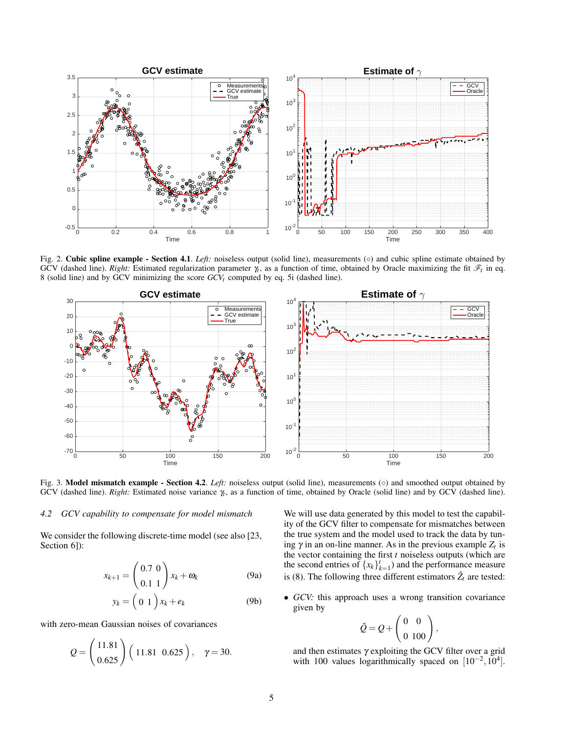Fig. 2. **Cubic spline example - Section 4.1**. *Left:* noiseless output (solid line), measurements (∘) and cubic spline estimate obtained by GCV (dashed line). *Right:* Estimated regularization parameter $\gamma_t$, as a function of time, obtained by Oracle maximizing the fit $\mathscr{F}_t$ in eq. 8 (solid line) and by GCV minimizing the score $GCV_t$ computed by eq. 5i (dashed line).

Fig. 3. **Model mismatch example - Section 4.2**. *Left:* noiseless output (solid line), measurements (∘) and smoothed output obtained by GCV (dashed line). *Right:* Estimated noise variance $\gamma_t$, as a function of time, obtained by Oracle (solid line) and by GCV (dashed line).

### *4.2 GCV capability to compensate for model mismatch*

We consider the following discrete-time model (see also [23, Section 6]):

$$x_{k+1} = \begin{pmatrix} 0.7 & 0 \\ 0.1 & 1 \end{pmatrix} x_k + \omega_k \tag{9a}$$

$$y_k = \begin{pmatrix} 0 & 1 \end{pmatrix} x_k + e_k \tag{9b}$$

with zero-mean Gaussian noises of covariances

$$Q = \begin{pmatrix} 11.81 \\ 0.625 \end{pmatrix} \begin{pmatrix} 11.81 & 0.625 \end{pmatrix}, \quad \gamma = 30.$$

We will use data generated by this model to test the capability of the GCV filter to compensate for mismatches between the true system and the model used to track the data by tuning $\gamma$ in an on-line manner. As in the previous example $Z_t$ is the vector containing the first $t$ noiseless outputs (which are the second entries of $\{x_k\}_{k=1}^t$) and the performance measure is (8). The following three different estimators $\hat{Z}_t$ are tested:

- *GCV:* this approach uses a wrong transition covariance given by

$$\tilde{Q} = Q + \begin{pmatrix} 0 & 0 \\ 0 & 100 \end{pmatrix},$$

and then estimates $\gamma$ exploiting the GCV filter over a grid with 100 values logarithmically spaced on $[10^{-2}, 10^4]$.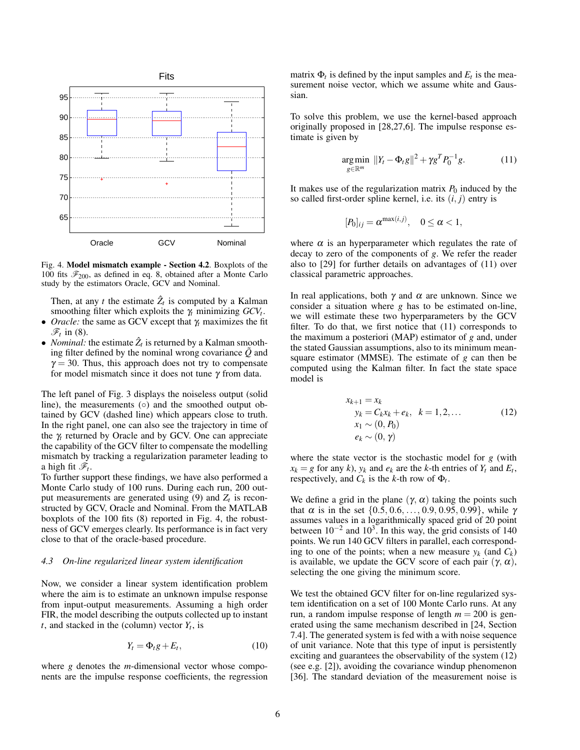Fig. 4. **Model mismatch example - Section 4.2**. Boxplots of the 100 fits $\mathscr{F}_{200}$, as defined in eq. 8, obtained after a Monte Carlo study by the estimators Oracle, GCV and Nominal.

Then, at any $t$ the estimate $\hat{Z}_t$ is computed by a Kalman smoothing filter which exploits the $\gamma_t$ minimizing $GCV_t$.

- *Oracle:* the same as GCV except that $\gamma_t$ maximizes the fit $\mathscr{F}_t$ in (8).
- *Nominal:* the estimate $\hat{Z}_t$ is returned by a Kalman smoothing filter defined by the nominal wrong covariance $\tilde{Q}$ and $\gamma = 30$. Thus, this approach does not try to compensate for model mismatch since it does not tune $\gamma$ from data.

The left panel of Fig. 3 displays the noiseless output (solid line), the measurements (○) and the smoothed output obtained by GCV (dashed line) which appears close to truth. In the right panel, one can also see the trajectory in time of the $\gamma_t$ returned by Oracle and by GCV. One can appreciate the capability of the GCV filter to compensate the modelling mismatch by tracking a regularization parameter leading to a high fit $\mathscr{F}_t$.
To further support these findings, we have also performed a Monte Carlo study of 100 runs. During each run, 200 output measurements are generated using (9) and $Z_t$ is reconstructed by GCV, Oracle and Nominal. From the MATLAB boxplots of the 100 fits (8) reported in Fig. 4, the robustness of GCV emerges clearly. Its performance is in fact very close to that of the oracle-based procedure.

### 4.3 On-line regularized linear system identification

Now, we consider a linear system identification problem where the aim is to estimate an unknown impulse response from input-output measurements. Assuming a high order FIR, the model describing the outputs collected up to instant $t$, and stacked in the (column) vector $Y_t$, is

$$Y_t = \Phi_t g + E_t, \qquad (10)$$

where $g$ denotes the $m$-dimensional vector whose components are the impulse response coefficients, the regression matrix $\Phi_t$ is defined by the input samples and $E_t$ is the measurement noise vector, which we assume white and Gaussian.

To solve this problem, we use the kernel-based approach originally proposed in [28,27,6]. The impulse response estimate is given by

$$\underset{g\in\mathbb{R}^m}{\arg\min} \ \|Y_t - \Phi_t g\|^2 + \gamma g^T P_0^{-1} g. \qquad (11)$$

It makes use of the regularization matrix $P_0$ induced by the so called first-order spline kernel, i.e. its $(i,j)$ entry is

$$[P_0]_{ij} = \alpha^{\max(i,j)}, \quad 0 \le \alpha < 1,$$

where $\alpha$ is an hyperparameter which regulates the rate of decay to zero of the components of $g$. We refer the reader also to [29] for further details on advantages of (11) over classical parametric approaches.

In real applications, both $\gamma$ and $\alpha$ are unknown. Since we consider a situation where $g$ has to be estimated on-line, we will estimate these two hyperparameters by the GCV filter. To do that, we first notice that (11) corresponds to the maximum a posteriori (MAP) estimator of $g$ and, under the stated Gaussian assumptions, also to its minimum mean-square estimator (MMSE). The estimate of $g$ can then be computed using the Kalman filter. In fact the state space model is

$$\begin{aligned} x_{k+1} &= x_k \\ y_k &= C_k x_k + e_k, \quad k = 1,2,\ldots \\ x_1 &\sim (0, P_0) \\ e_k &\sim (0, \gamma) \end{aligned} \qquad (12)$$

where the state vector is the stochastic model for $g$ (with $x_k = g$ for any $k$), $y_k$ and $e_k$ are the $k$-th entries of $Y_t$ and $E_t$, respectively, and $C_k$ is the $k$-th row of $\Phi_t$.

We define a grid in the plane $(\gamma, \alpha)$ taking the points such that $\alpha$ is in the set $\{0.5, 0.6, \ldots, 0.9, 0.95, 0.99\}$, while $\gamma$ assumes values in a logarithmically spaced grid of 20 point between $10^{-2}$ and $10^{3}$. In this way, the grid consists of 140 points. We run 140 GCV filters in parallel, each corresponding to one of the points; when a new measure $y_k$ (and $C_k$) is available, we update the GCV score of each pair $(\gamma, \alpha)$, selecting the one giving the minimum score.

We test the obtained GCV filter for on-line regularized system identification on a set of 100 Monte Carlo runs. At any run, a random impulse response of length $m = 200$ is generated using the same mechanism described in [24, Section 7.4]. The generated system is fed with a with noise sequence of unit variance. Note that this type of input is persistently exciting and guarantees the observability of the system (12) (see e.g. [2]), avoiding the covariance windup phenomenon [36]. The standard deviation of the measurement noise is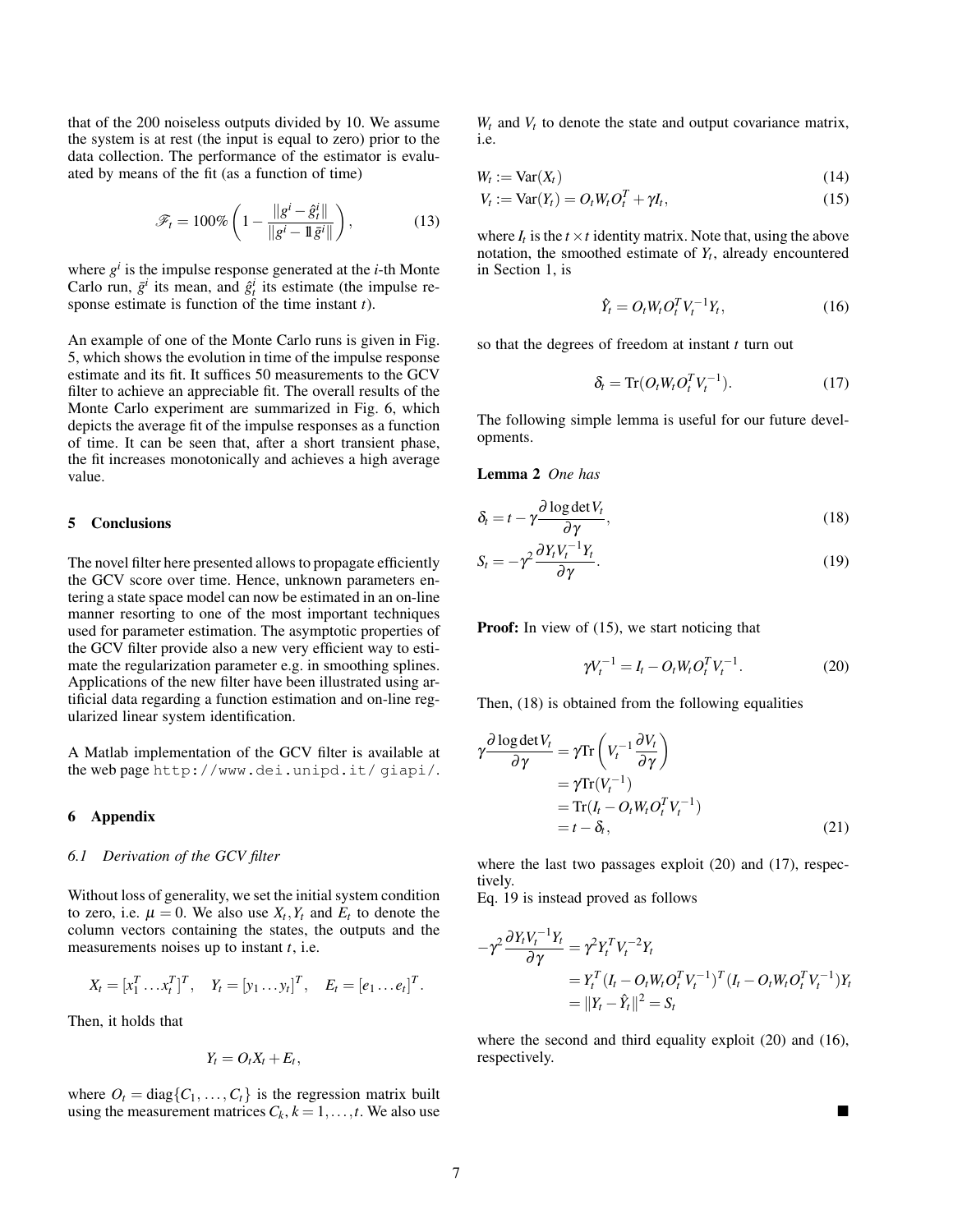that of the 200 noiseless outputs divided by 10. We assume the system is at rest (the input is equal to zero) prior to the data collection. The performance of the estimator is evaluated by means of the fit (as a function of time)

$$\mathscr{F}_t = 100\% \left(1 - \frac{\|g^i - \hat{g}_t^i\|}{\|g^i - \mathbb{1}\bar{g}^i\|}\right), \tag{13}$$

where $g^i$ is the impulse response generated at the $i$-th Monte Carlo run, $\bar{g}^i$ its mean, and $\hat{g}_t^i$ its estimate (the impulse response estimate is function of the time instant $t$).

An example of one of the Monte Carlo runs is given in Fig. 5, which shows the evolution in time of the impulse response estimate and its fit. It suffices 50 measurements to the GCV filter to achieve an appreciable fit. The overall results of the Monte Carlo experiment are summarized in Fig. 6, which depicts the average fit of the impulse responses as a function of time. It can be seen that, after a short transient phase, the fit increases monotonically and achieves a high average value.

## 5 Conclusions

The novel filter here presented allows to propagate efficiently the GCV score over time. Hence, unknown parameters entering a state space model can now be estimated in an on-line manner resorting to one of the most important techniques used for parameter estimation. The asymptotic properties of the GCV filter provide also a new very efficient way to estimate the regularization parameter e.g. in smoothing splines. Applications of the new filter have been illustrated using artificial data regarding a function estimation and on-line regularized linear system identification.

A Matlab implementation of the GCV filter is available at the web page http://www.dei.unipd.it/ giapi/.

## 6 Appendix

### 6.1 Derivation of the GCV filter

Without loss of generality, we set the initial system condition to zero, i.e. $\mu = 0$. We also use $X_t, Y_t$ and $E_t$ to denote the column vectors containing the states, the outputs and the measurements noises up to instant $t$, i.e.

$$X_t = [x_1^T \dots x_t^T]^T, \quad Y_t = [y_1 \dots y_t]^T, \quad E_t = [e_1 \dots e_t]^T.$$

Then, it holds that

$$Y_t = O_t X_t + E_t,$$

where $O_t = \text{diag}\{C_1, \dots, C_t\}$ is the regression matrix built using the measurement matrices $C_k, k = 1, \dots, t$. We also use $W_t$ and $V_t$ to denote the state and output covariance matrix, i.e.

$$W_t := \text{Var}(X_t) \tag{14}$$

$$V_t := \text{Var}(Y_t) = O_t W_t O_t^T + \gamma I_t, \tag{15}$$

where $I_t$ is the $t \times t$ identity matrix. Note that, using the above notation, the smoothed estimate of $Y_t$, already encountered in Section 1, is

$$\hat{Y}_t = O_t W_t O_t^T V_t^{-1} Y_t, \tag{16}$$

so that the degrees of freedom at instant $t$ turn out

$$\delta_t = \text{Tr}(O_t W_t O_t^T V_t^{-1}). \tag{17}$$

The following simple lemma is useful for our future developments.

**Lemma 2** *One has*

$$\delta_t = t - \gamma \frac{\partial \log \det V_t}{\partial \gamma}, \tag{18}$$

$$S_t = -\gamma^2 \frac{\partial Y_t V_t^{-1} Y_t}{\partial \gamma}. \tag{19}$$

**Proof:** In view of (15), we start noticing that

$$\gamma V_t^{-1} = I_t - O_t W_t O_t^T V_t^{-1}. \tag{20}$$

Then, (18) is obtained from the following equalities

$$\begin{aligned}
\gamma \frac{\partial \log \det V_t}{\partial \gamma} &= \gamma \text{Tr}\left(V_t^{-1} \frac{\partial V_t}{\partial \gamma}\right) \\
&= \gamma \text{Tr}(V_t^{-1}) \\
&= \text{Tr}(I_t - O_t W_t O_t^T V_t^{-1}) \\
&= t - \delta_t,
\end{aligned} \tag{21}$$

where the last two passages exploit (20) and (17), respectively.
Eq. 19 is instead proved as follows

$$\begin{aligned}
-\gamma^2 \frac{\partial Y_t V_t^{-1} Y_t}{\partial \gamma} &= \gamma^2 Y_t^T V_t^{-2} Y_t \\
&= Y_t^T (I_t - O_t W_t O_t^T V_t^{-1})^T (I_t - O_t W_t O_t^T V_t^{-1}) Y_t \\
&= \|Y_t - \hat{Y}_t\|^2 = S_t
\end{aligned}$$

where the second and third equality exploit (20) and (16), respectively.

■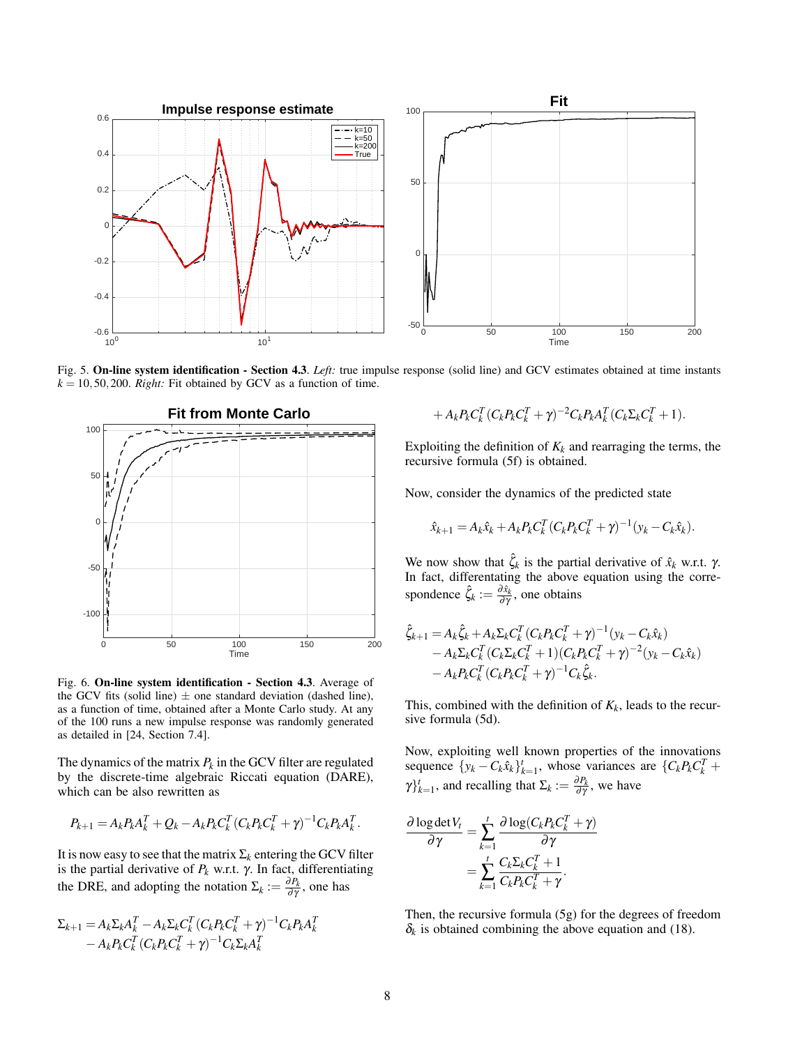Fig. 5. **On-line system identification - Section 4.3**. *Left:* true impulse response (solid line) and GCV estimates obtained at time instants $k = 10, 50, 200$. *Right:* Fit obtained by GCV as a function of time.

Fig. 6. **On-line system identification - Section 4.3**. Average of the GCV fits (solid line) $\pm$ one standard deviation (dashed line), as a function of time, obtained after a Monte Carlo study. At any of the 100 runs a new impulse response was randomly generated as detailed in [24, Section 7.4].

The dynamics of the matrix $P_k$ in the GCV filter are regulated by the discrete-time algebraic Riccati equation (DARE), which can be also rewritten as

$$P_{k+1} = A_k P_k A_k^T + Q_k - A_k P_k C_k^T (C_k P_k C_k^T + \gamma)^{-1} C_k P_k A_k^T.$$

It is now easy to see that the matrix $\Sigma_k$ entering the GCV filter is the partial derivative of $P_k$ w.r.t. $\gamma$. In fact, differentiating the DRE, and adopting the notation $\Sigma_k := \frac{\partial P_k}{\partial \gamma}$, one has

$$\begin{aligned}\Sigma_{k+1} = &A_k \Sigma_k A_k^T - A_k \Sigma_k C_k^T (C_k P_k C_k^T + \gamma)^{-1} C_k P_k A_k^T \\ &- A_k P_k C_k^T (C_k P_k C_k^T + \gamma)^{-1} C_k \Sigma_k A_k^T \\ &+ A_k P_k C_k^T (C_k P_k C_k^T + \gamma)^{-2} C_k P_k A_k^T (C_k \Sigma_k C_k^T + 1).\end{aligned}$$

Exploiting the definition of $K_k$ and rearraging the terms, the recursive formula (5f) is obtained.

Now, consider the dynamics of the predicted state

$$\hat{x}_{k+1} = A_k \hat{x}_k + A_k P_k C_k^T (C_k P_k C_k^T + \gamma)^{-1} (y_k - C_k \hat{x}_k).$$

We now show that $\hat{\zeta}_k$ is the partial derivative of $\hat{x}_k$ w.r.t. $\gamma$. In fact, differentating the above equation using the correspondence $\hat{\zeta}_k := \frac{\partial \hat{x}_k}{\partial \gamma}$, one obtains

$$\begin{aligned}\hat{\zeta}_{k+1} = &A_k \hat{\zeta}_k + A_k \Sigma_k C_k^T (C_k P_k C_k^T + \gamma)^{-1} (y_k - C_k \hat{x}_k) \\ &- A_k \Sigma_k C_k^T (C_k \Sigma_k C_k^T + 1)(C_k P_k C_k^T + \gamma)^{-2} (y_k - C_k \hat{x}_k) \\ &- A_k P_k C_k^T (C_k P_k C_k^T + \gamma)^{-1} C_k \hat{\zeta}_k.\end{aligned}$$

This, combined with the definition of $K_k$, leads to the recursive formula (5d).

Now, exploiting well known properties of the innovations sequence $\{y_k - C_k \hat{x}_k\}_{k=1}^t$, whose variances are $\{C_k P_k C_k^T + \gamma\}_{k=1}^t$, and recalling that $\Sigma_k := \frac{\partial P_k}{\partial \gamma}$, we have

$$\begin{aligned}\frac{\partial \log \det V_t}{\partial \gamma} &= \sum_{k=1}^{t} \frac{\partial \log(C_k P_k C_k^T + \gamma)}{\partial \gamma} \\ &= \sum_{k=1}^{t} \frac{C_k \Sigma_k C_k^T + 1}{C_k P_k C_k^T + \gamma}.\end{aligned}$$

Then, the recursive formula (5g) for the degrees of freedom $\delta_k$ is obtained combining the above equation and (18).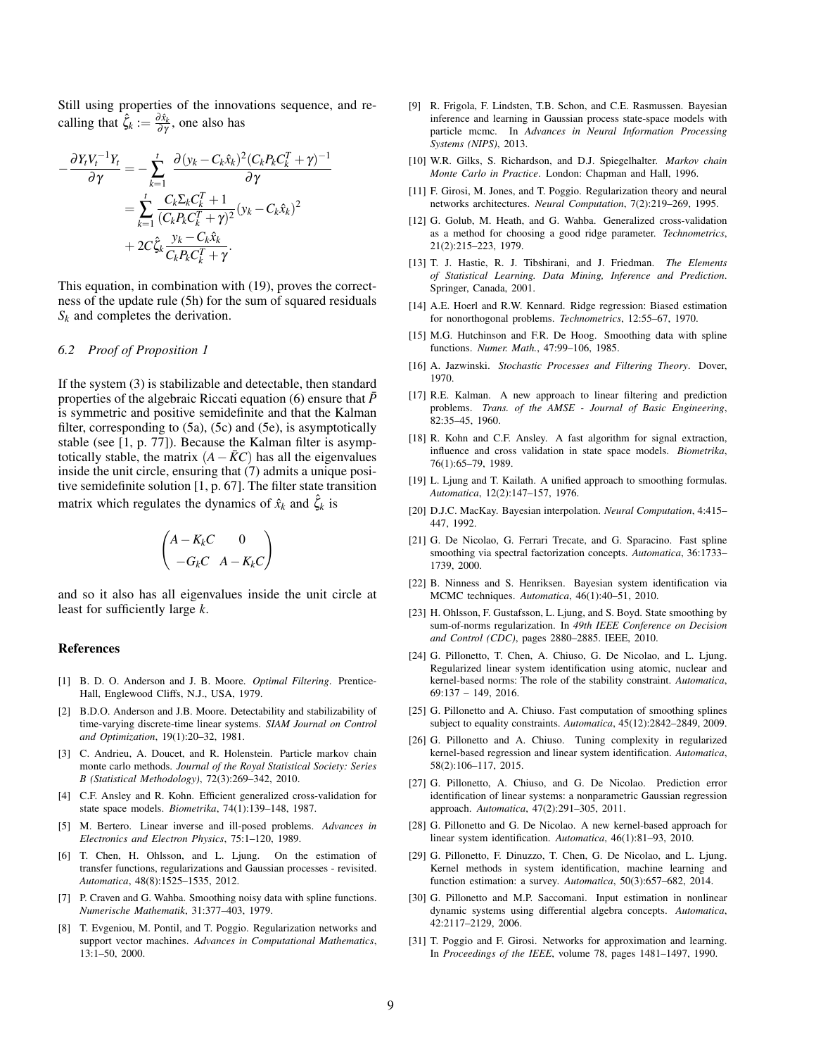Still using properties of the innovations sequence, and recalling that $\hat{\zeta}_k := \frac{\partial \hat{x}_k}{\partial \gamma}$, one also has

$$
\begin{aligned}
-\frac{\partial Y_t V_t^{-1} Y_t}{\partial \gamma} &= -\sum_{k=1}^{t} \frac{\partial (y_k - C_k \hat{x}_k)^2 (C_k P_k C_k^T + \gamma)^{-1}}{\partial \gamma} \\
&= \sum_{k=1}^{t} \frac{C_k \Sigma_k C_k^T + 1}{(C_k P_k C_k^T + \gamma)^2} (y_k - C_k \hat{x}_k)^2 \\
&\quad + 2C \hat{\zeta}_k \frac{y_k - C_k \hat{x}_k}{C_k P_k C_k^T + \gamma}.
\end{aligned}
$$

This equation, in combination with (19), proves the correctness of the update rule (5h) for the sum of squared residuals $S_k$ and completes the derivation.

### 6.2 Proof of Proposition 1

If the system (3) is stabilizable and detectable, then standard properties of the algebraic Riccati equation (6) ensure that $\bar{P}$ is symmetric and positive semidefinite and that the Kalman filter, corresponding to (5a), (5c) and (5e), is asymptotically stable (see [1, p. 77]). Because the Kalman filter is asymptotically stable, the matrix $(A - \bar{K}C)$ has all the eigenvalues inside the unit circle, ensuring that (7) admits a unique positive semidefinite solution [1, p. 67]. The filter state transition matrix which regulates the dynamics of $\hat{x}_k$ and $\hat{\zeta}_k$ is

$$
\begin{pmatrix} A - K_k C & 0 \\ -G_k C & A - K_k C \end{pmatrix}
$$

and so it also has all eigenvalues inside the unit circle at least for sufficiently large $k$.

## References

[1] B. D. O. Anderson and J. B. Moore. *Optimal Filtering*. Prentice-Hall, Englewood Cliffs, N.J., USA, 1979.

[2] B.D.O. Anderson and J.B. Moore. Detectability and stabilizability of time-varying discrete-time linear systems. *SIAM Journal on Control and Optimization*, 19(1):20–32, 1981.

[3] C. Andrieu, A. Doucet, and R. Holenstein. Particle markov chain monte carlo methods. *Journal of the Royal Statistical Society: Series B (Statistical Methodology)*, 72(3):269–342, 2010.

[4] C.F. Ansley and R. Kohn. Efficient generalized cross-validation for state space models. *Biometrika*, 74(1):139–148, 1987.

[5] M. Bertero. Linear inverse and ill-posed problems. *Advances in Electronics and Electron Physics*, 75:1–120, 1989.

[6] T. Chen, H. Ohlsson, and L. Ljung. On the estimation of transfer functions, regularizations and Gaussian processes - revisited. *Automatica*, 48(8):1525–1535, 2012.

[7] P. Craven and G. Wahba. Smoothing noisy data with spline functions. *Numerische Mathematik*, 31:377–403, 1979.

[8] T. Evgeniou, M. Pontil, and T. Poggio. Regularization networks and support vector machines. *Advances in Computational Mathematics*, 13:1–50, 2000.

[9] R. Frigola, F. Lindsten, T.B. Schon, and C.E. Rasmussen. Bayesian inference and learning in Gaussian process state-space models with particle mcmc. In *Advances in Neural Information Processing Systems (NIPS)*, 2013.

[10] W.R. Gilks, S. Richardson, and D.J. Spiegelhalter. *Markov chain Monte Carlo in Practice*. London: Chapman and Hall, 1996.

[11] F. Girosi, M. Jones, and T. Poggio. Regularization theory and neural networks architectures. *Neural Computation*, 7(2):219–269, 1995.

[12] G. Golub, M. Heath, and G. Wahba. Generalized cross-validation as a method for choosing a good ridge parameter. *Technometrics*, 21(2):215–223, 1979.

[13] T. J. Hastie, R. J. Tibshirani, and J. Friedman. *The Elements of Statistical Learning. Data Mining, Inference and Prediction*. Springer, Canada, 2001.

[14] A.E. Hoerl and R.W. Kennard. Ridge regression: Biased estimation for nonorthogonal problems. *Technometrics*, 12:55–67, 1970.

[15] M.G. Hutchinson and F.R. De Hoog. Smoothing data with spline functions. *Numer. Math.*, 47:99–106, 1985.

[16] A. Jazwinski. *Stochastic Processes and Filtering Theory*. Dover, 1970.

[17] R.E. Kalman. A new approach to linear filtering and prediction problems. *Trans. of the AMSE - Journal of Basic Engineering*, 82:35–45, 1960.

[18] R. Kohn and C.F. Ansley. A fast algorithm for signal extraction, influence and cross validation in state space models. *Biometrika*, 76(1):65–79, 1989.

[19] L. Ljung and T. Kailath. A unified approach to smoothing formulas. *Automatica*, 12(2):147–157, 1976.

[20] D.J.C. MacKay. Bayesian interpolation. *Neural Computation*, 4:415–447, 1992.

[21] G. De Nicolao, G. Ferrari Trecate, and G. Sparacino. Fast spline smoothing via spectral factorization concepts. *Automatica*, 36:1733–1739, 2000.

[22] B. Ninness and S. Henriksen. Bayesian system identification via MCMC techniques. *Automatica*, 46(1):40–51, 2010.

[23] H. Ohlsson, F. Gustafsson, L. Ljung, and S. Boyd. State smoothing by sum-of-norms regularization. In *49th IEEE Conference on Decision and Control (CDC)*, pages 2880–2885. IEEE, 2010.

[24] G. Pillonetto, T. Chen, A. Chiuso, G. De Nicolao, and L. Ljung. Regularized linear system identification using atomic, nuclear and kernel-based norms: The role of the stability constraint. *Automatica*, 69:137 – 149, 2016.

[25] G. Pillonetto and A. Chiuso. Fast computation of smoothing splines subject to equality constraints. *Automatica*, 45(12):2842–2849, 2009.

[26] G. Pillonetto and A. Chiuso. Tuning complexity in regularized kernel-based regression and linear system identification. *Automatica*, 58(2):106–117, 2015.

[27] G. Pillonetto, A. Chiuso, and G. De Nicolao. Prediction error identification of linear systems: a nonparametric Gaussian regression approach. *Automatica*, 47(2):291–305, 2011.

[28] G. Pillonetto and G. De Nicolao. A new kernel-based approach for linear system identification. *Automatica*, 46(1):81–93, 2010.

[29] G. Pillonetto, F. Dinuzzo, T. Chen, G. De Nicolao, and L. Ljung. Kernel methods in system identification, machine learning and function estimation: a survey. *Automatica*, 50(3):657–682, 2014.

[30] G. Pillonetto and M.P. Saccomani. Input estimation in nonlinear dynamic systems using differential algebra concepts. *Automatica*, 42:2117–2129, 2006.

[31] T. Poggio and F. Girosi. Networks for approximation and learning. In *Proceedings of the IEEE*, volume 78, pages 1481–1497, 1990.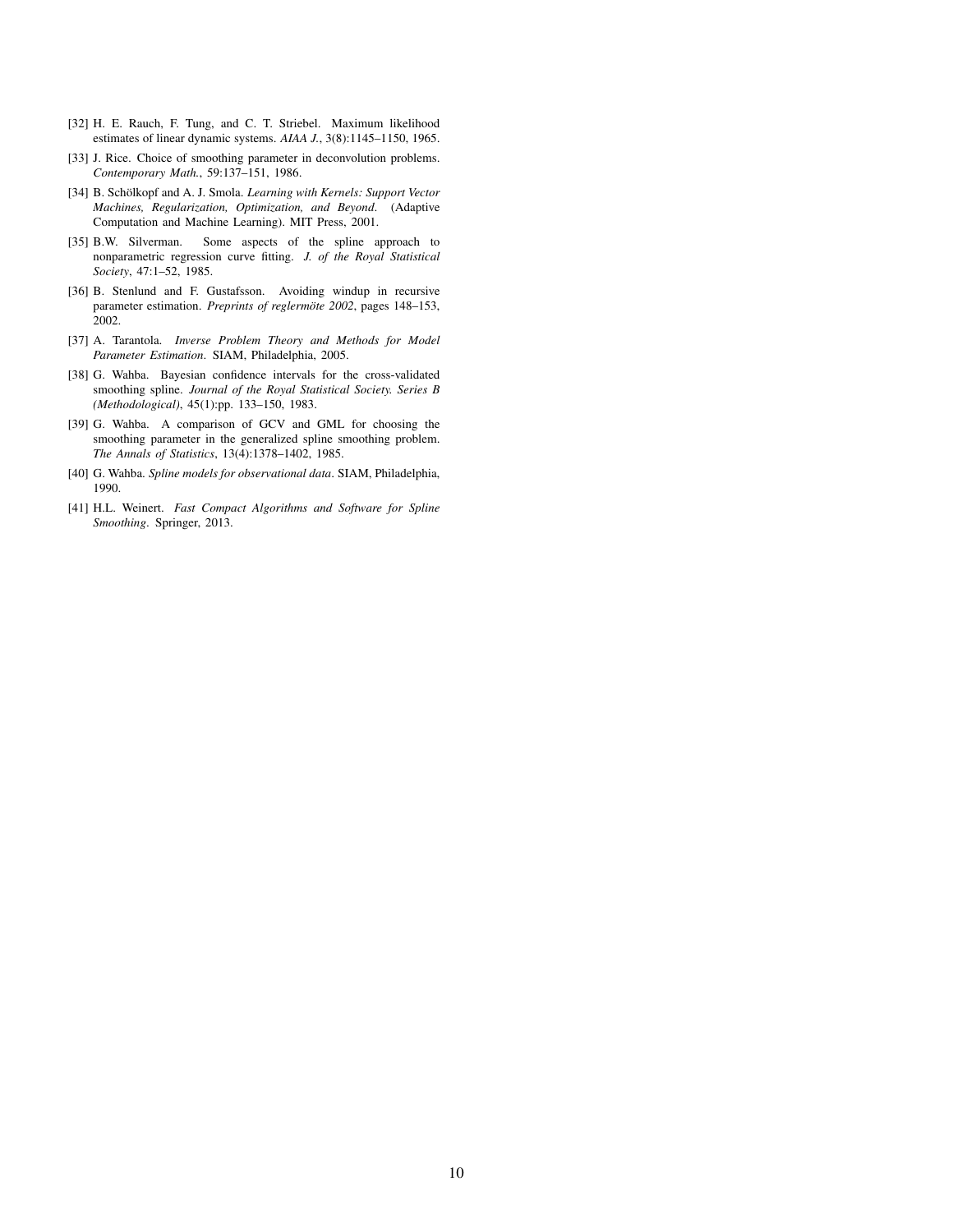[32] H. E. Rauch, F. Tung, and C. T. Striebel. Maximum likelihood estimates of linear dynamic systems. *AIAA J.*, 3(8):1145–1150, 1965.

[33] J. Rice. Choice of smoothing parameter in deconvolution problems. *Contemporary Math.*, 59:137–151, 1986.

[34] B. Schölkopf and A. J. Smola. *Learning with Kernels: Support Vector Machines, Regularization, Optimization, and Beyond*. (Adaptive Computation and Machine Learning). MIT Press, 2001.

[35] B.W. Silverman. Some aspects of the spline approach to nonparametric regression curve fitting. *J. of the Royal Statistical Society*, 47:1–52, 1985.

[36] B. Stenlund and F. Gustafsson. Avoiding windup in recursive parameter estimation. *Preprints of reglermöte 2002*, pages 148–153, 2002.

[37] A. Tarantola. *Inverse Problem Theory and Methods for Model Parameter Estimation*. SIAM, Philadelphia, 2005.

[38] G. Wahba. Bayesian confidence intervals for the cross-validated smoothing spline. *Journal of the Royal Statistical Society. Series B (Methodological)*, 45(1):pp. 133–150, 1983.

[39] G. Wahba. A comparison of GCV and GML for choosing the smoothing parameter in the generalized spline smoothing problem. *The Annals of Statistics*, 13(4):1378–1402, 1985.

[40] G. Wahba. *Spline models for observational data*. SIAM, Philadelphia, 1990.

[41] H.L. Weinert. *Fast Compact Algorithms and Software for Spline Smoothing*. Springer, 2013.